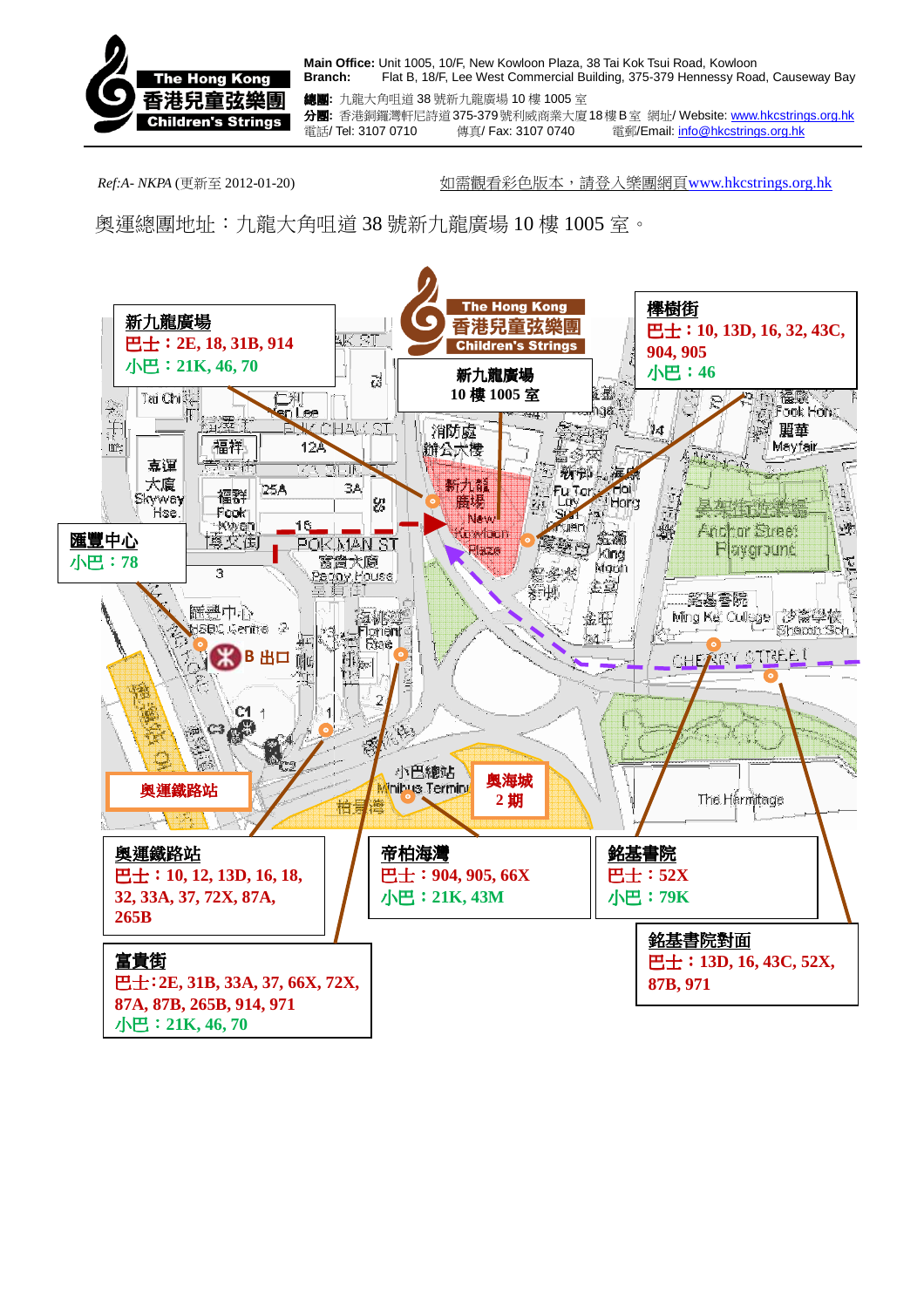**The Hong Kong 香港兒童弦樂團 Children's Strings**

**Main Office:** Unit 1005, 10/F, New Kowloon Plaza, 38 Tai Kok Tsui Road, Kowloon
**Branch:** Flat B, 18/F, Lee West Commercial Building, 375-379 Hennessy Road, Causeway Bay
**總團:** 九龍大角咀道 38 號新九龍廣場 10 樓 1005 室
**分團:** 香港銅鑼灣軒尼詩道375-379號利威商業大廈18樓B室 網址/ Website: www.hkcstrings.org.hk
電話/ Tel: 3107 0710 傳真/ Fax: 3107 0740 電郵/Email: info@hkcstrings.org.hk

*Ref:A- NKPA* (更新至 2012-01-20) 如需觀看彩色版本，請登入樂團網頁www.hkcstrings.org.hk

奧運總團地址：九龍大角咀道 38 號新九龍廣場 10 樓 1005 室。

**新九龍廣場 10 樓 1005 室**

**新九龍廣場**
巴士：2E, 18, 31B, 914
小巴：21K, 46, 70

**櫸樹街**
巴士：10, 13D, 16, 32, 43C, 904, 905
小巴：46

**匯豐中心**
小巴：78

**奧運鐵路站**

**奧海城 2 期**

**奧運鐵路站**
巴士：10, 12, 13D, 16, 18, 32, 33A, 37, 72X, 87A, 265B

**帝柏海灣**
巴士：904, 905, 66X
小巴：21K, 43M

**銘基書院**
巴士：52X
小巴：79K

**銘基書院對面**
巴士：13D, 16, 43C, 52X, 87B, 971

**富貴街**
巴士:2E, 31B, 33A, 37, 66X, 72X, 87A, 87B, 265B, 914, 971
小巴：21K, 46, 70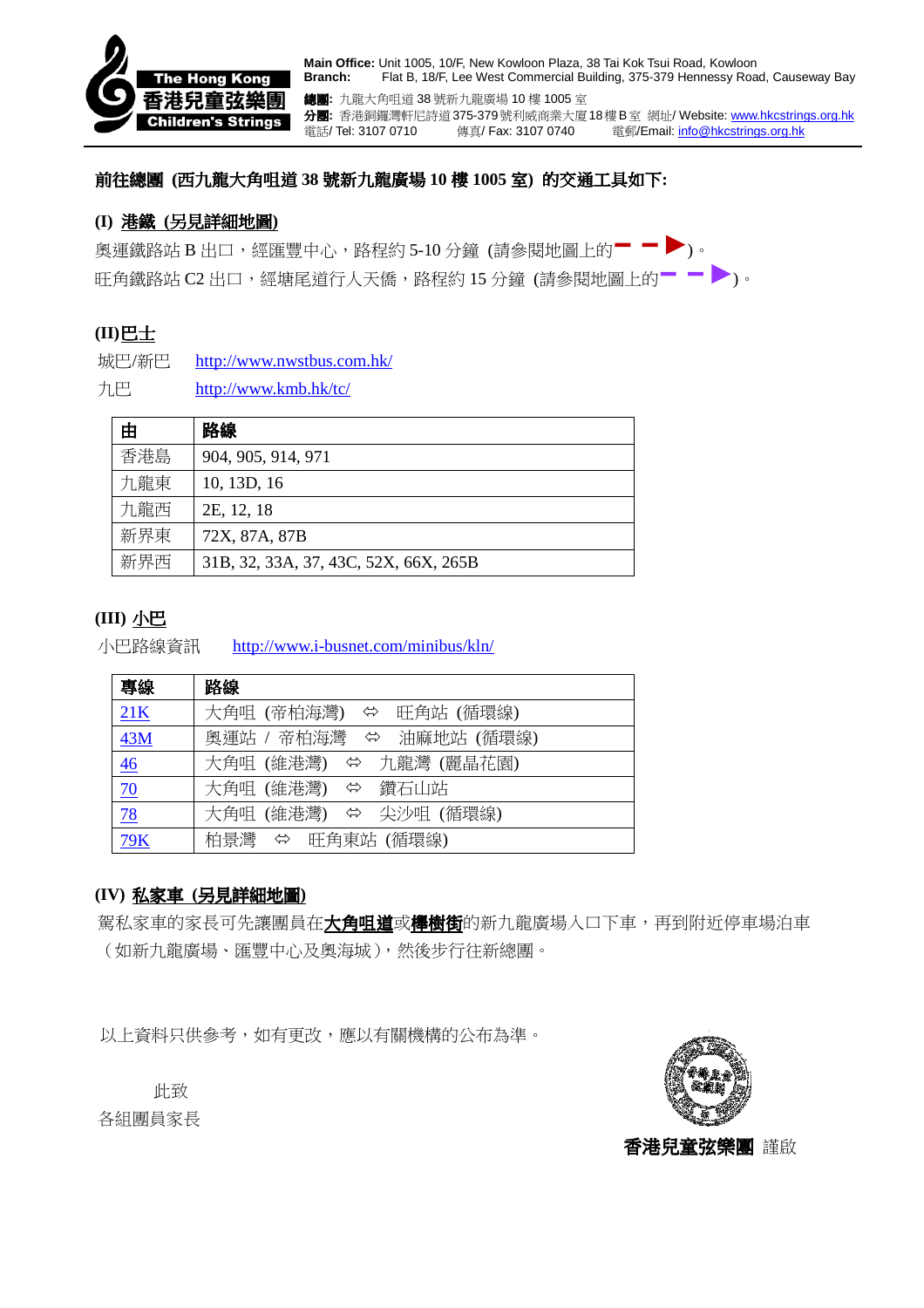**The Hong Kong 香港兒童弦樂團 Children's Strings**

**Main Office:** Unit 1005, 10/F, New Kowloon Plaza, 38 Tai Kok Tsui Road, Kowloon
**Branch:** Flat B, 18/F, Lee West Commercial Building, 375-379 Hennessy Road, Causeway Bay
**總團:** 九龍大角咀道 38 號新九龍廣場 10 樓 1005 室
**分團:** 香港銅鑼灣軒尼詩道375-379號利威商業大廈18樓B室 網址/ Website: www.hkcstrings.org.hk
電話/ Tel: 3107 0710 傳真/ Fax: 3107 0740 電郵/Email: info@hkcstrings.org.hk

## 前往總團 (西九龍大角咀道 38 號新九龍廣場 10 樓 1005 室) 的交通工具如下:

### (I) 港鐵 (另見詳細地圖)

奧運鐵路站 B 出口，經匯豐中心，路程約 5-10 分鐘 (請參閱地圖上的紅色箭頭)。
旺角鐵路站 C2 出口，經塘尾道行人天橋，路程約 15 分鐘 (請參閱地圖上的紫色箭頭)。

### (II)巴士

城巴/新巴 http://www.nwstbus.com.hk/
九巴 http://www.kmb.hk/tc/

| 由 | 路線 |
|---|---|
| 香港島 | 904, 905, 914, 971 |
| 九龍東 | 10, 13D, 16 |
| 九龍西 | 2E, 12, 18 |
| 新界東 | 72X, 87A, 87B |
| 新界西 | 31B, 32, 33A, 37, 43C, 52X, 66X, 265B |

### (III) 小巴

小巴路線資訊 http://www.i-busnet.com/minibus/kln/

| 專線 | 路線 |
|---|---|
| 21K | 大角咀 (帝柏海灣) ⇔ 旺角站 (循環線) |
| 43M | 奧運站 / 帝柏海灣 ⇔ 油麻地站 (循環線) |
| 46 | 大角咀 (維港灣) ⇔ 九龍灣 (麗晶花園) |
| 70 | 大角咀 (維港灣) ⇔ 鑽石山站 |
| 78 | 大角咀 (維港灣) ⇔ 尖沙咀 (循環線) |
| 79K | 柏景灣 ⇔ 旺角東站 (循環線) |

### (IV) 私家車 (另見詳細地圖)

駕私家車的家長可先讓團員在**大角咀道**或**櫸樹街**的新九龍廣場入口下車，再到附近停車場泊車（如新九龍廣場、匯豐中心及奧海城），然後步行往新總團。

以上資料只供參考，如有更改，應以有關機構的公布為準。

此致
各組團員家長

**香港兒童弦樂團** 謹啟